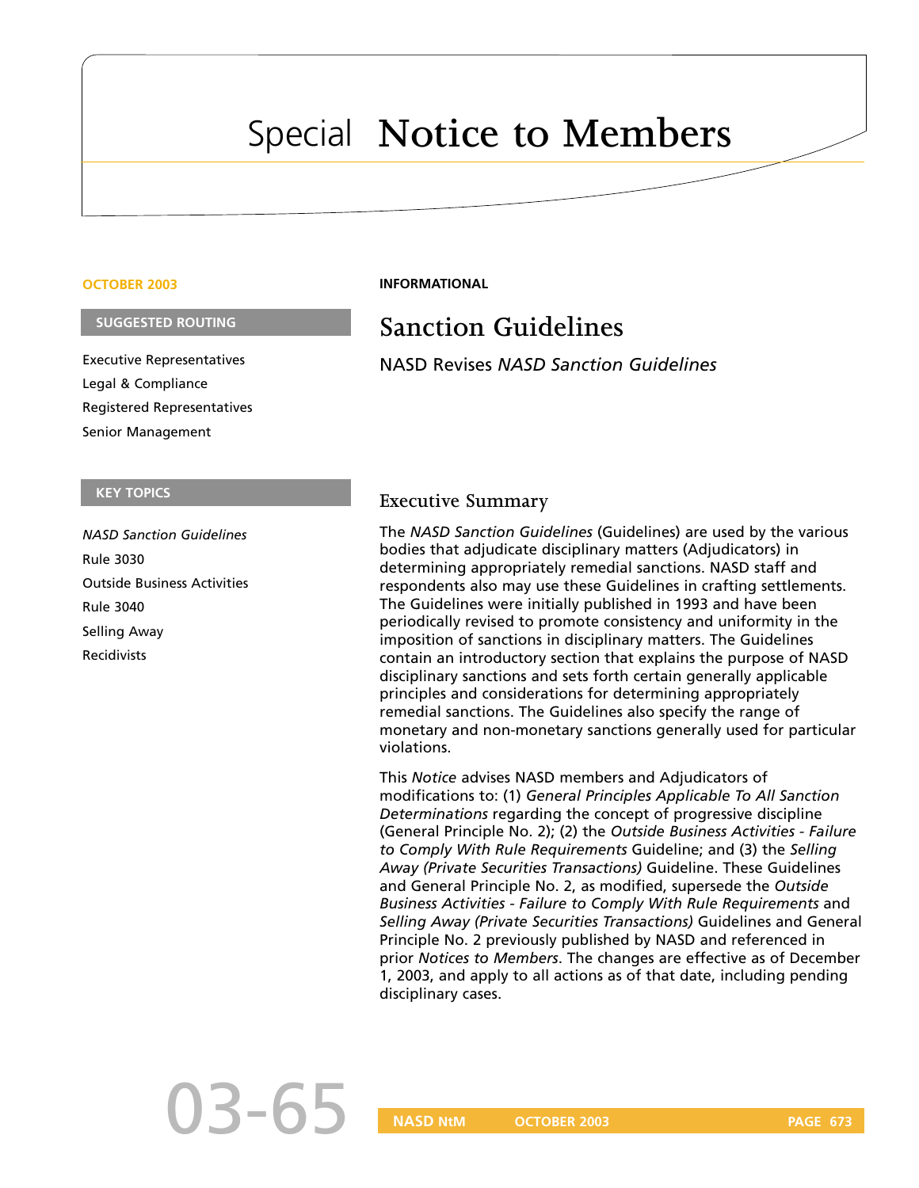# Special Notice to Members

**OCTOBER 2003**

**SUGGESTED ROUTING**

Executive Representatives

Legal & Compliance

Registered Representatives

Senior Management

**KEY TOPICS**

*NASD Sanction Guidelines*

Rule 3030

Outside Business Activities

Rule 3040

Selling Away

Recidivists

**INFORMATIONAL**

## Sanction Guidelines

NASD Revises *NASD Sanction Guidelines*

### Executive Summary

The *NASD Sanction Guidelines* (Guidelines) are used by the various bodies that adjudicate disciplinary matters (Adjudicators) in determining appropriately remedial sanctions. NASD staff and respondents also may use these Guidelines in crafting settlements. The Guidelines were initially published in 1993 and have been periodically revised to promote consistency and uniformity in the imposition of sanctions in disciplinary matters. The Guidelines contain an introductory section that explains the purpose of NASD disciplinary sanctions and sets forth certain generally applicable principles and considerations for determining appropriately remedial sanctions. The Guidelines also specify the range of monetary and non-monetary sanctions generally used for particular violations.

This *Notice* advises NASD members and Adjudicators of modifications to: (1) *General Principles Applicable To All Sanction Determinations* regarding the concept of progressive discipline (General Principle No. 2); (2) the *Outside Business Activities - Failure to Comply With Rule Requirements* Guideline; and (3) the *Selling Away (Private Securities Transactions)* Guideline. These Guidelines and General Principle No. 2, as modified, supersede the *Outside Business Activities - Failure to Comply With Rule Requirements* and *Selling Away (Private Securities Transactions)* Guidelines and General Principle No. 2 previously published by NASD and referenced in prior *Notices to Members*. The changes are effective as of December 1, 2003, and apply to all actions as of that date, including pending disciplinary cases.

03-65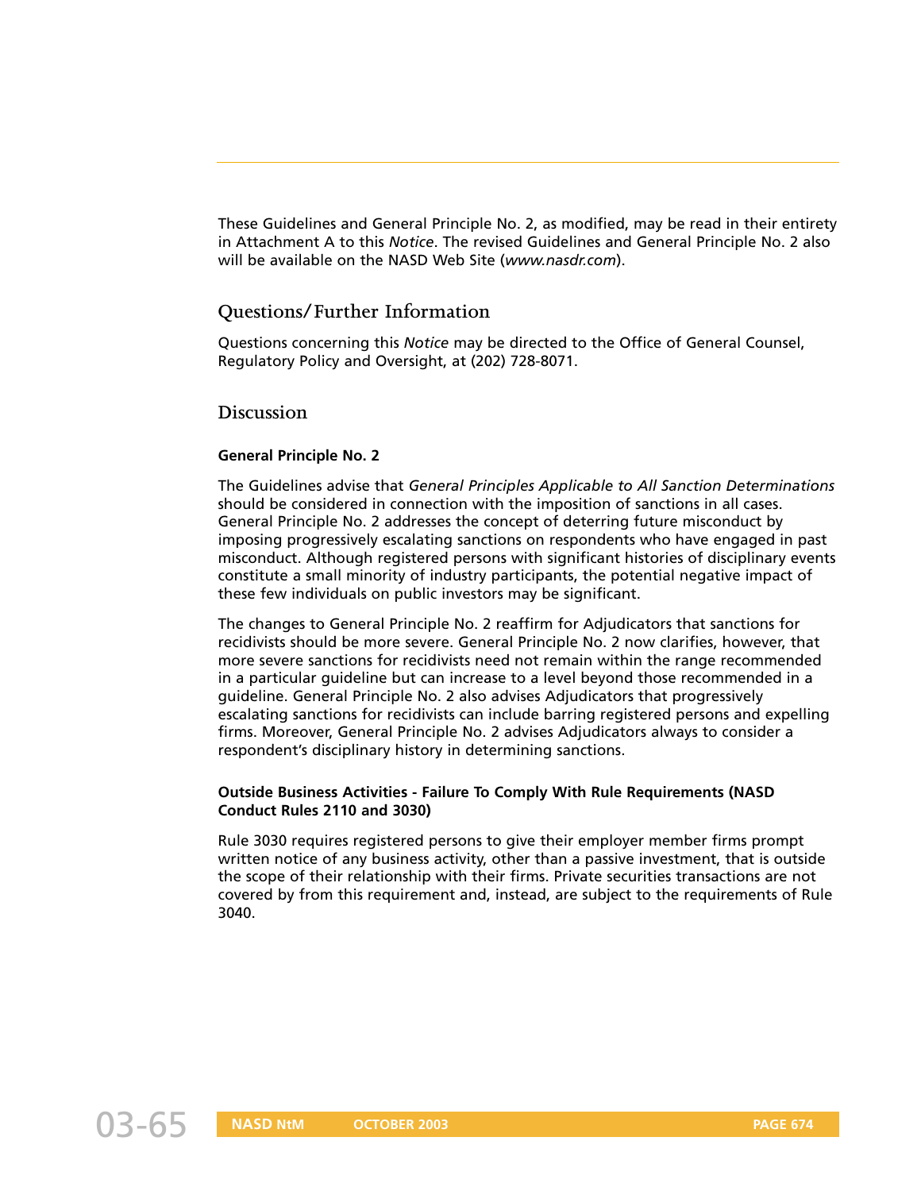These Guidelines and General Principle No. 2, as modified, may be read in their entirety in Attachment A to this *Notice*. The revised Guidelines and General Principle No. 2 also will be available on the NASD Web Site (*www.nasdr.com*).

## Questions/Further Information

Questions concerning this *Notice* may be directed to the Office of General Counsel, Regulatory Policy and Oversight, at (202) 728-8071.

## Discussion

**General Principle No. 2**

The Guidelines advise that *General Principles Applicable to All Sanction Determinations* should be considered in connection with the imposition of sanctions in all cases. General Principle No. 2 addresses the concept of deterring future misconduct by imposing progressively escalating sanctions on respondents who have engaged in past misconduct. Although registered persons with significant histories of disciplinary events constitute a small minority of industry participants, the potential negative impact of these few individuals on public investors may be significant.

The changes to General Principle No. 2 reaffirm for Adjudicators that sanctions for recidivists should be more severe. General Principle No. 2 now clarifies, however, that more severe sanctions for recidivists need not remain within the range recommended in a particular guideline but can increase to a level beyond those recommended in a guideline. General Principle No. 2 also advises Adjudicators that progressively escalating sanctions for recidivists can include barring registered persons and expelling firms. Moreover, General Principle No. 2 advises Adjudicators always to consider a respondent's disciplinary history in determining sanctions.

**Outside Business Activities - Failure To Comply With Rule Requirements (NASD Conduct Rules 2110 and 3030)**

Rule 3030 requires registered persons to give their employer member firms prompt written notice of any business activity, other than a passive investment, that is outside the scope of their relationship with their firms. Private securities transactions are not covered by from this requirement and, instead, are subject to the requirements of Rule 3040.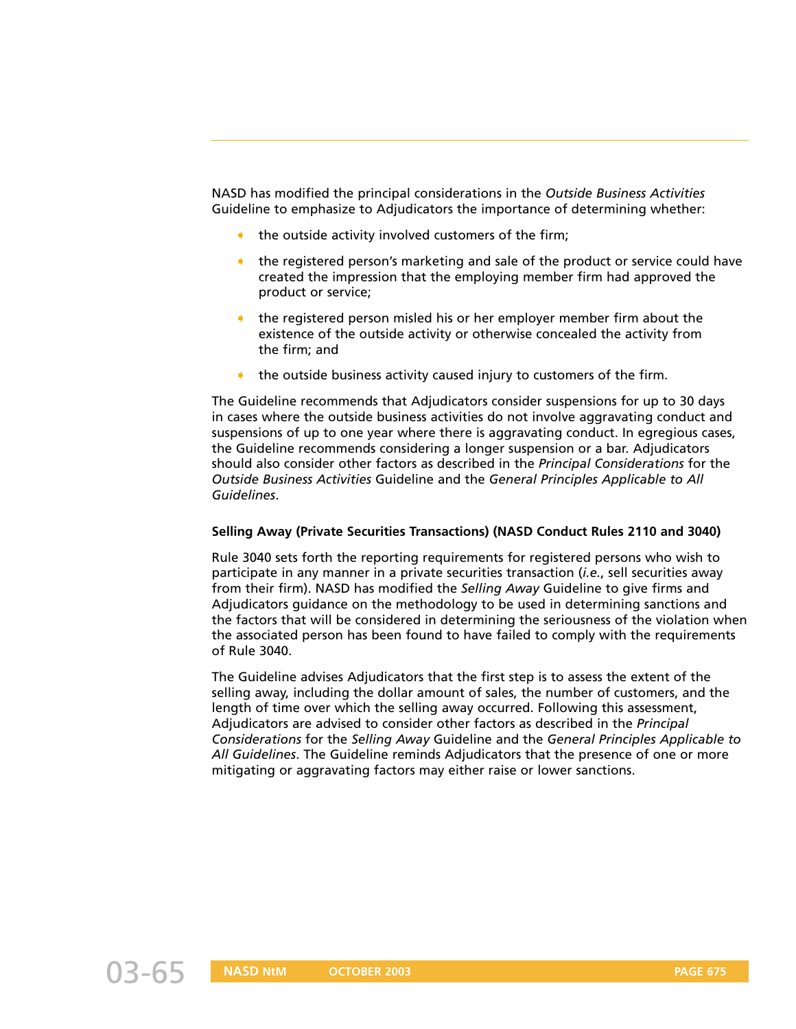NASD has modified the principal considerations in the *Outside Business Activities* Guideline to emphasize to Adjudicators the importance of determining whether:

- the outside activity involved customers of the firm;
- the registered person's marketing and sale of the product or service could have created the impression that the employing member firm had approved the product or service;
- the registered person misled his or her employer member firm about the existence of the outside activity or otherwise concealed the activity from the firm; and
- the outside business activity caused injury to customers of the firm.

The Guideline recommends that Adjudicators consider suspensions for up to 30 days in cases where the outside business activities do not involve aggravating conduct and suspensions of up to one year where there is aggravating conduct. In egregious cases, the Guideline recommends considering a longer suspension or a bar. Adjudicators should also consider other factors as described in the *Principal Considerations* for the *Outside Business Activities* Guideline and the *General Principles Applicable to All Guidelines*.

**Selling Away (Private Securities Transactions) (NASD Conduct Rules 2110 and 3040)**

Rule 3040 sets forth the reporting requirements for registered persons who wish to participate in any manner in a private securities transaction (*i.e.*, sell securities away from their firm). NASD has modified the *Selling Away* Guideline to give firms and Adjudicators guidance on the methodology to be used in determining sanctions and the factors that will be considered in determining the seriousness of the violation when the associated person has been found to have failed to comply with the requirements of Rule 3040.

The Guideline advises Adjudicators that the first step is to assess the extent of the selling away, including the dollar amount of sales, the number of customers, and the length of time over which the selling away occurred. Following this assessment, Adjudicators are advised to consider other factors as described in the *Principal Considerations* for the *Selling Away* Guideline and the *General Principles Applicable to All Guidelines*. The Guideline reminds Adjudicators that the presence of one or more mitigating or aggravating factors may either raise or lower sanctions.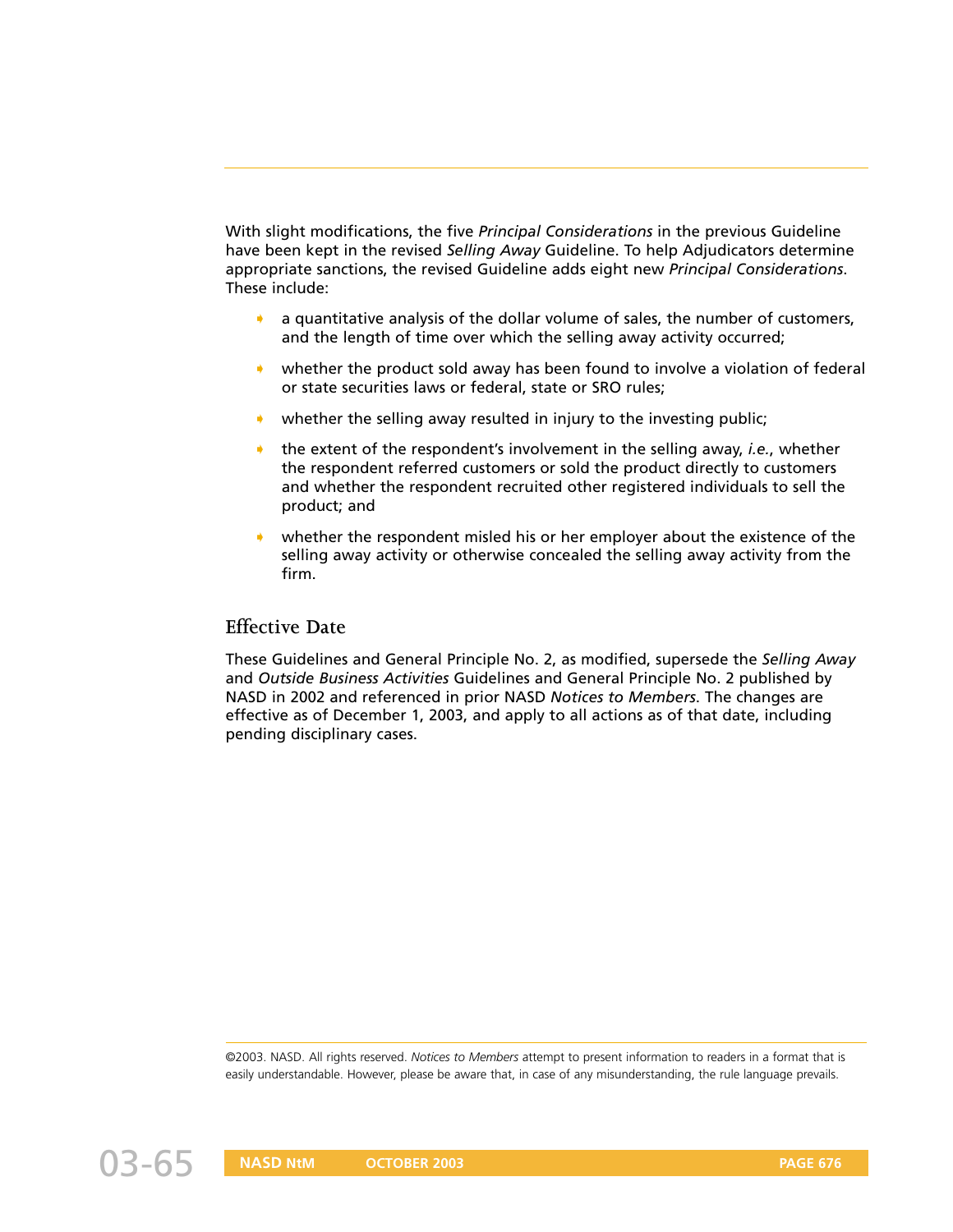With slight modifications, the five *Principal Considerations* in the previous Guideline have been kept in the revised *Selling Away* Guideline. To help Adjudicators determine appropriate sanctions, the revised Guideline adds eight new *Principal Considerations*. These include:

- a quantitative analysis of the dollar volume of sales, the number of customers, and the length of time over which the selling away activity occurred;
- whether the product sold away has been found to involve a violation of federal or state securities laws or federal, state or SRO rules;
- whether the selling away resulted in injury to the investing public;
- the extent of the respondent's involvement in the selling away, *i.e.*, whether the respondent referred customers or sold the product directly to customers and whether the respondent recruited other registered individuals to sell the product; and
- whether the respondent misled his or her employer about the existence of the selling away activity or otherwise concealed the selling away activity from the firm.

## Effective Date

These Guidelines and General Principle No. 2, as modified, supersede the *Selling Away* and *Outside Business Activities* Guidelines and General Principle No. 2 published by NASD in 2002 and referenced in prior NASD *Notices to Members*. The changes are effective as of December 1, 2003, and apply to all actions as of that date, including pending disciplinary cases.

©2003. NASD. All rights reserved. *Notices to Members* attempt to present information to readers in a format that is easily understandable. However, please be aware that, in case of any misunderstanding, the rule language prevails.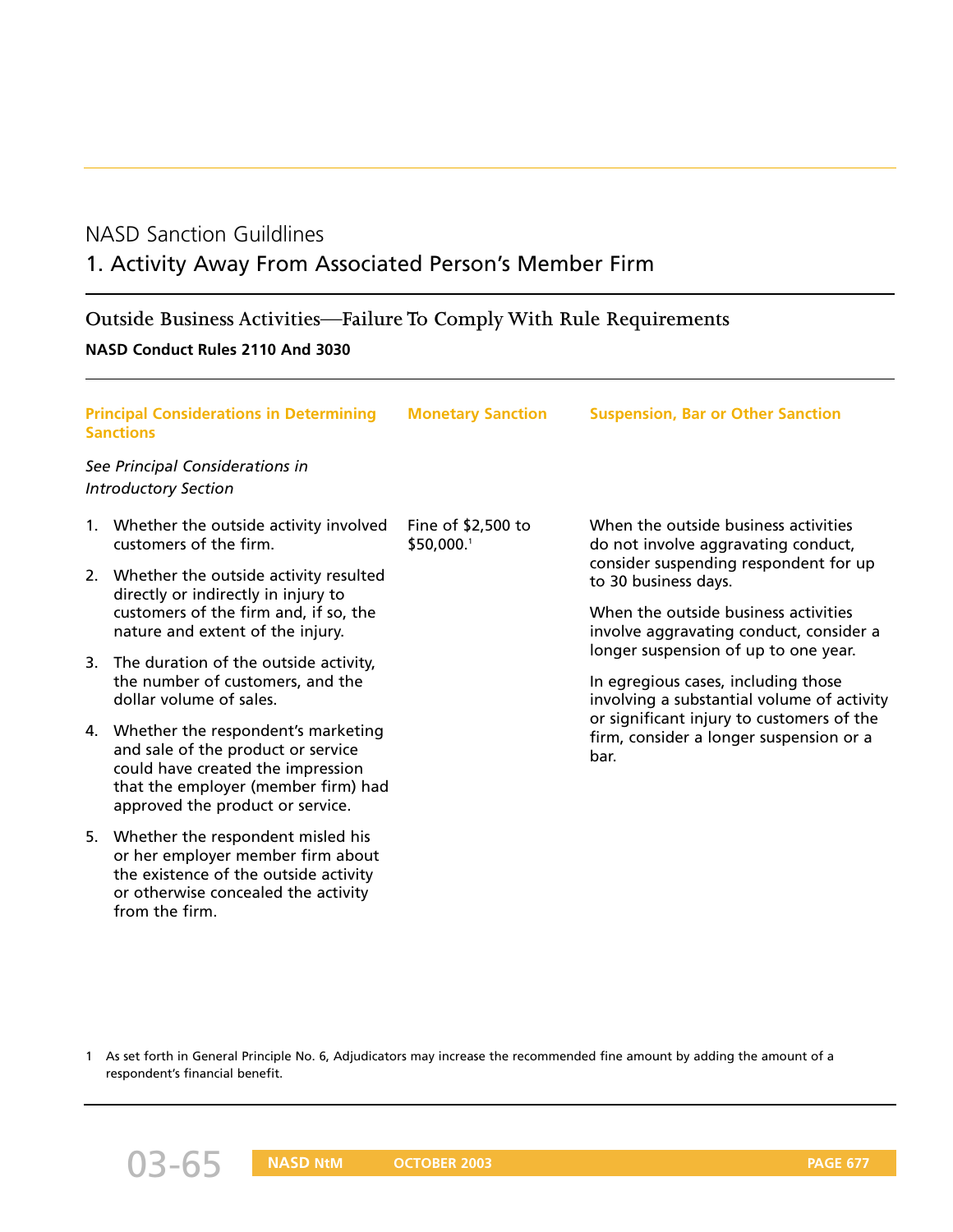NASD Sanction Guildlines

# 1. Activity Away From Associated Person's Member Firm

## Outside Business Activities—Failure To Comply With Rule Requirements

**NASD Conduct Rules 2110 And 3030**

| Principal Considerations in Determining Sanctions | Monetary Sanction | Suspension, Bar or Other Sanction |
|---|---|---|
| *See Principal Considerations in Introductory Section*<br><br>1. Whether the outside activity involved customers of the firm.<br>2. Whether the outside activity resulted directly or indirectly in injury to customers of the firm and, if so, the nature and extent of the injury.<br>3. The duration of the outside activity, the number of customers, and the dollar volume of sales.<br>4. Whether the respondent's marketing and sale of the product or service could have created the impression that the employer (member firm) had approved the product or service.<br>5. Whether the respondent misled his or her employer member firm about the existence of the outside activity or otherwise concealed the activity from the firm. | Fine of $2,500 to $50,000.[1] | When the outside business activities do not involve aggravating conduct, consider suspending respondent for up to 30 business days.<br><br>When the outside business activities involve aggravating conduct, consider a longer suspension of up to one year.<br><br>In egregious cases, including those involving a substantial volume of activity or significant injury to customers of the firm, consider a longer suspension or a bar. |

1 As set forth in General Principle No. 6, Adjudicators may increase the recommended fine amount by adding the amount of a respondent's financial benefit.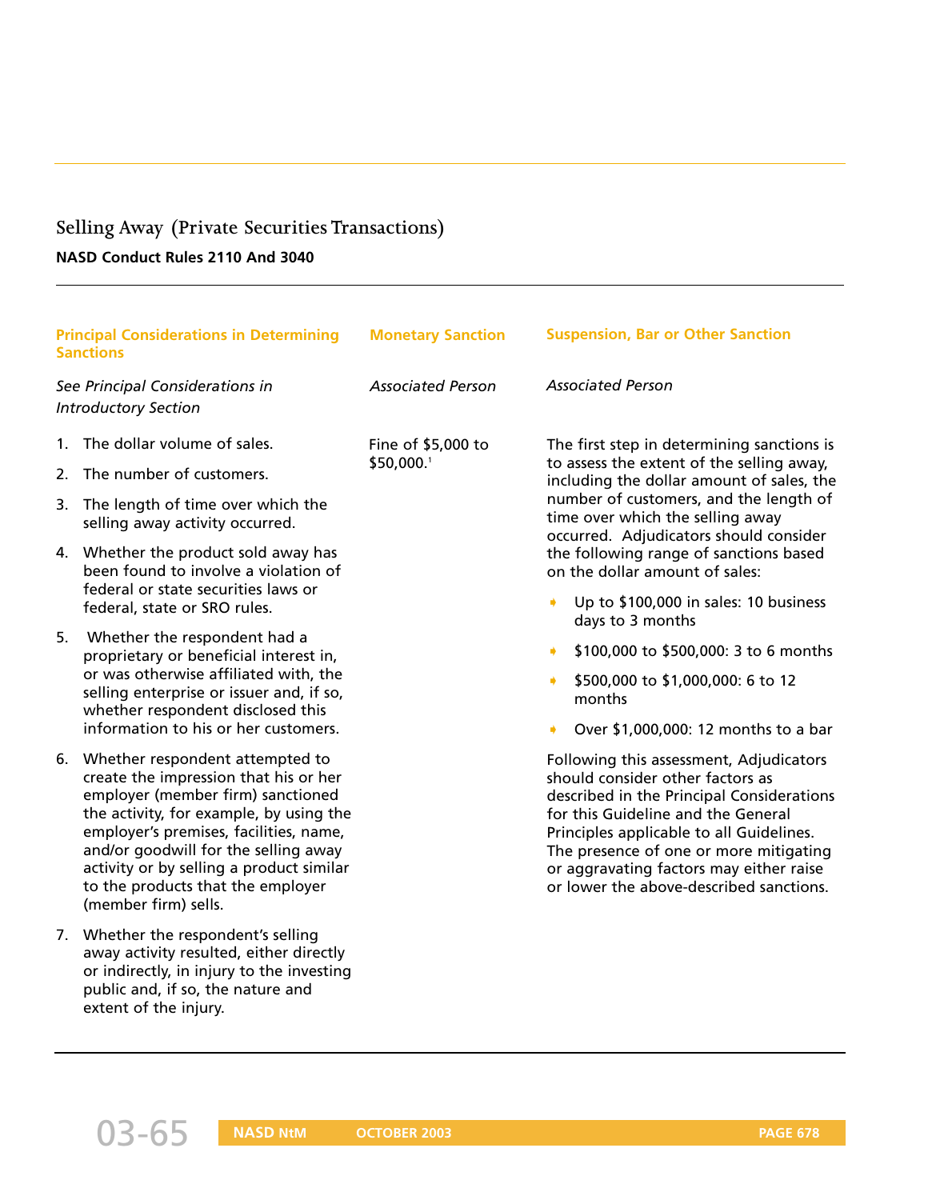## Selling Away (Private Securities Transactions)

**NASD Conduct Rules 2110 And 3040**

| Principal Considerations in Determining Sanctions | Monetary Sanction | Suspension, Bar or Other Sanction |
|---|---|---|
| *See Principal Considerations in Introductory Section* | *Associated Person* | *Associated Person* |

**Principal Considerations in Determining Sanctions**

*See Principal Considerations in Introductory Section*

1. The dollar volume of sales.
2. The number of customers.
3. The length of time over which the selling away activity occurred.
4. Whether the product sold away has been found to involve a violation of federal or state securities laws or federal, state or SRO rules.
5. Whether the respondent had a proprietary or beneficial interest in, or was otherwise affiliated with, the selling enterprise or issuer and, if so, whether respondent disclosed this information to his or her customers.
6. Whether respondent attempted to create the impression that his or her employer (member firm) sanctioned the activity, for example, by using the employer's premises, facilities, name, and/or goodwill for the selling away activity or by selling a product similar to the products that the employer (member firm) sells.
7. Whether the respondent's selling away activity resulted, either directly or indirectly, in injury to the investing public and, if so, the nature and extent of the injury.

**Monetary Sanction**

*Associated Person*

Fine of $5,000 to $50,000.[1]

**Suspension, Bar or Other Sanction**

*Associated Person*

The first step in determining sanctions is to assess the extent of the selling away, including the dollar amount of sales, the number of customers, and the length of time over which the selling away occurred. Adjudicators should consider the following range of sanctions based on the dollar amount of sales:

- Up to $100,000 in sales: 10 business days to 3 months
- $100,000 to $500,000: 3 to 6 months
- $500,000 to $1,000,000: 6 to 12 months
- Over $1,000,000: 12 months to a bar

Following this assessment, Adjudicators should consider other factors as described in the Principal Considerations for this Guideline and the General Principles applicable to all Guidelines. The presence of one or more mitigating or aggravating factors may either raise or lower the above-described sanctions.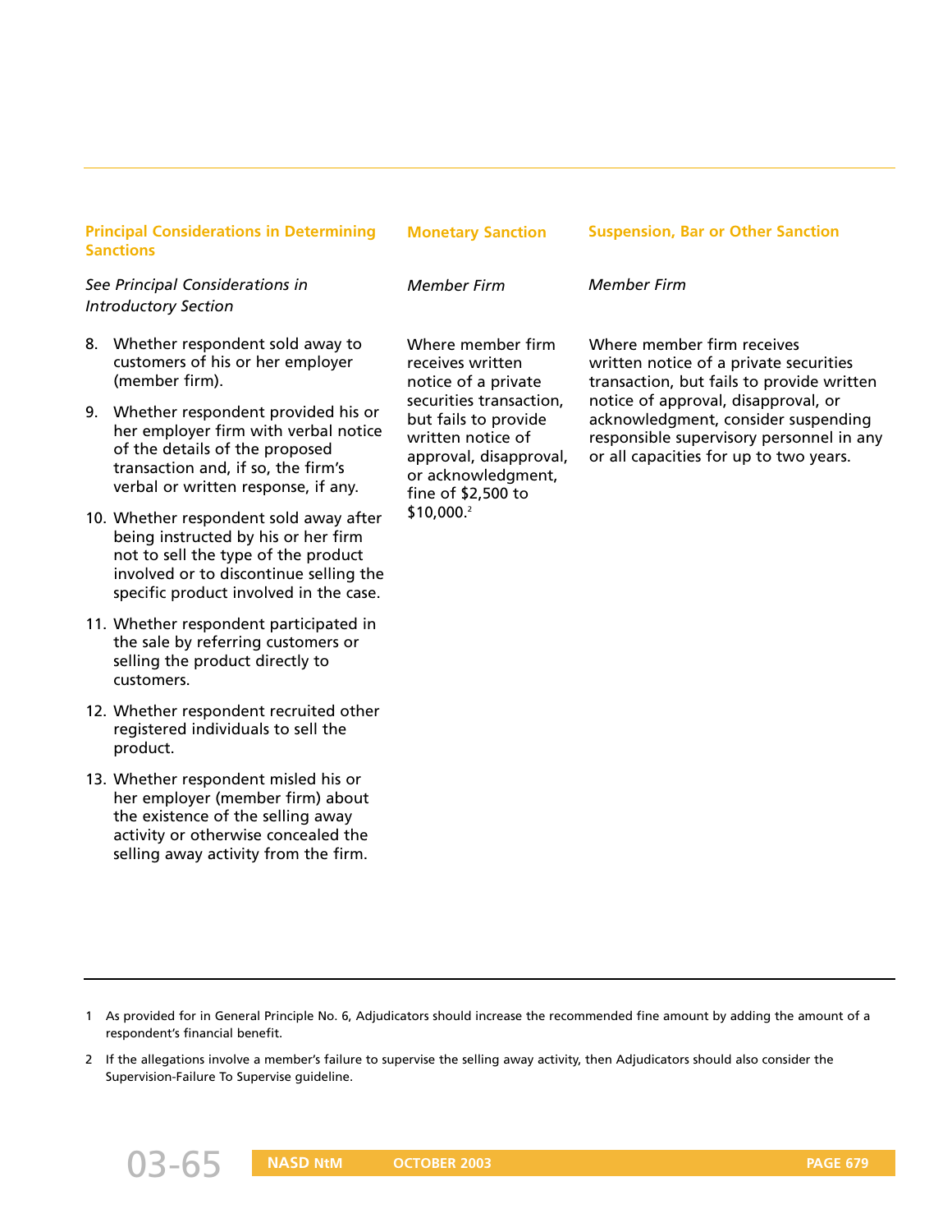| Principal Considerations in Determining Sanctions | Monetary Sanction | Suspension, Bar or Other Sanction |
|---|---|---|
| *See Principal Considerations in Introductory Section* | *Member Firm* | *Member Firm* |
| 8. Whether respondent sold away to customers of his or her employer (member firm).<br>9. Whether respondent provided his or her employer firm with verbal notice of the details of the proposed transaction and, if so, the firm's verbal or written response, if any.<br>10. Whether respondent sold away after being instructed by his or her firm not to sell the type of the product involved or to discontinue selling the specific product involved in the case.<br>11. Whether respondent participated in the sale by referring customers or selling the product directly to customers.<br>12. Whether respondent recruited other registered individuals to sell the product.<br>13. Whether respondent misled his or her employer (member firm) about the existence of the selling away activity or otherwise concealed the selling away activity from the firm. | Where member firm receives written notice of a private securities transaction, but fails to provide written notice of approval, disapproval, or acknowledgment, fine of $2,500 to $10,000.[2] | Where member firm receives written notice of a private securities transaction, but fails to provide written notice of approval, disapproval, or acknowledgment, consider suspending responsible supervisory personnel in any or all capacities for up to two years. |

1 As provided for in General Principle No. 6, Adjudicators should increase the recommended fine amount by adding the amount of a respondent's financial benefit.

2 If the allegations involve a member's failure to supervise the selling away activity, then Adjudicators should also consider the Supervision-Failure To Supervise guideline.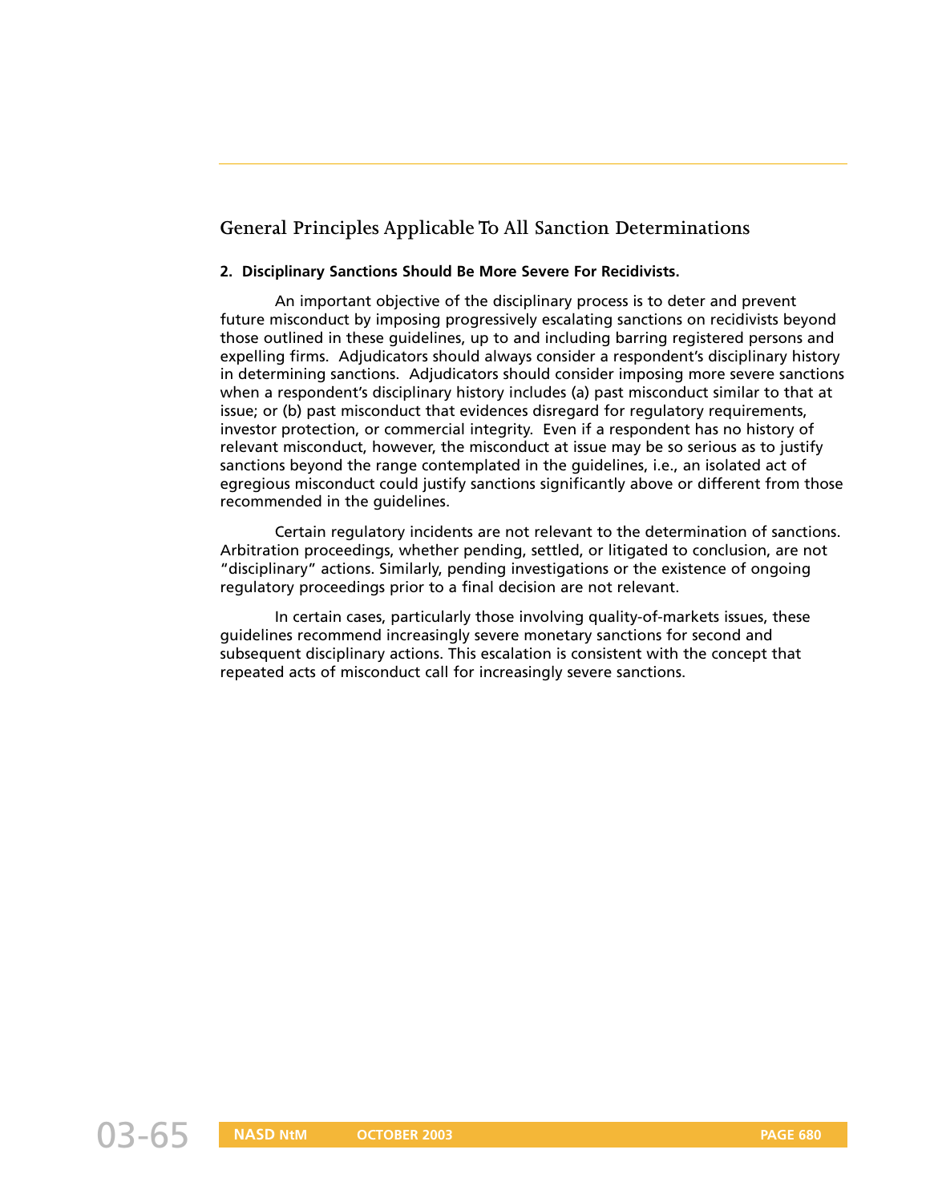## General Principles Applicable To All Sanction Determinations

**2. Disciplinary Sanctions Should Be More Severe For Recidivists.**

An important objective of the disciplinary process is to deter and prevent future misconduct by imposing progressively escalating sanctions on recidivists beyond those outlined in these guidelines, up to and including barring registered persons and expelling firms. Adjudicators should always consider a respondent's disciplinary history in determining sanctions. Adjudicators should consider imposing more severe sanctions when a respondent's disciplinary history includes (a) past misconduct similar to that at issue; or (b) past misconduct that evidences disregard for regulatory requirements, investor protection, or commercial integrity. Even if a respondent has no history of relevant misconduct, however, the misconduct at issue may be so serious as to justify sanctions beyond the range contemplated in the guidelines, i.e., an isolated act of egregious misconduct could justify sanctions significantly above or different from those recommended in the guidelines.

Certain regulatory incidents are not relevant to the determination of sanctions. Arbitration proceedings, whether pending, settled, or litigated to conclusion, are not "disciplinary" actions. Similarly, pending investigations or the existence of ongoing regulatory proceedings prior to a final decision are not relevant.

In certain cases, particularly those involving quality-of-markets issues, these guidelines recommend increasingly severe monetary sanctions for second and subsequent disciplinary actions. This escalation is consistent with the concept that repeated acts of misconduct call for increasingly severe sanctions.